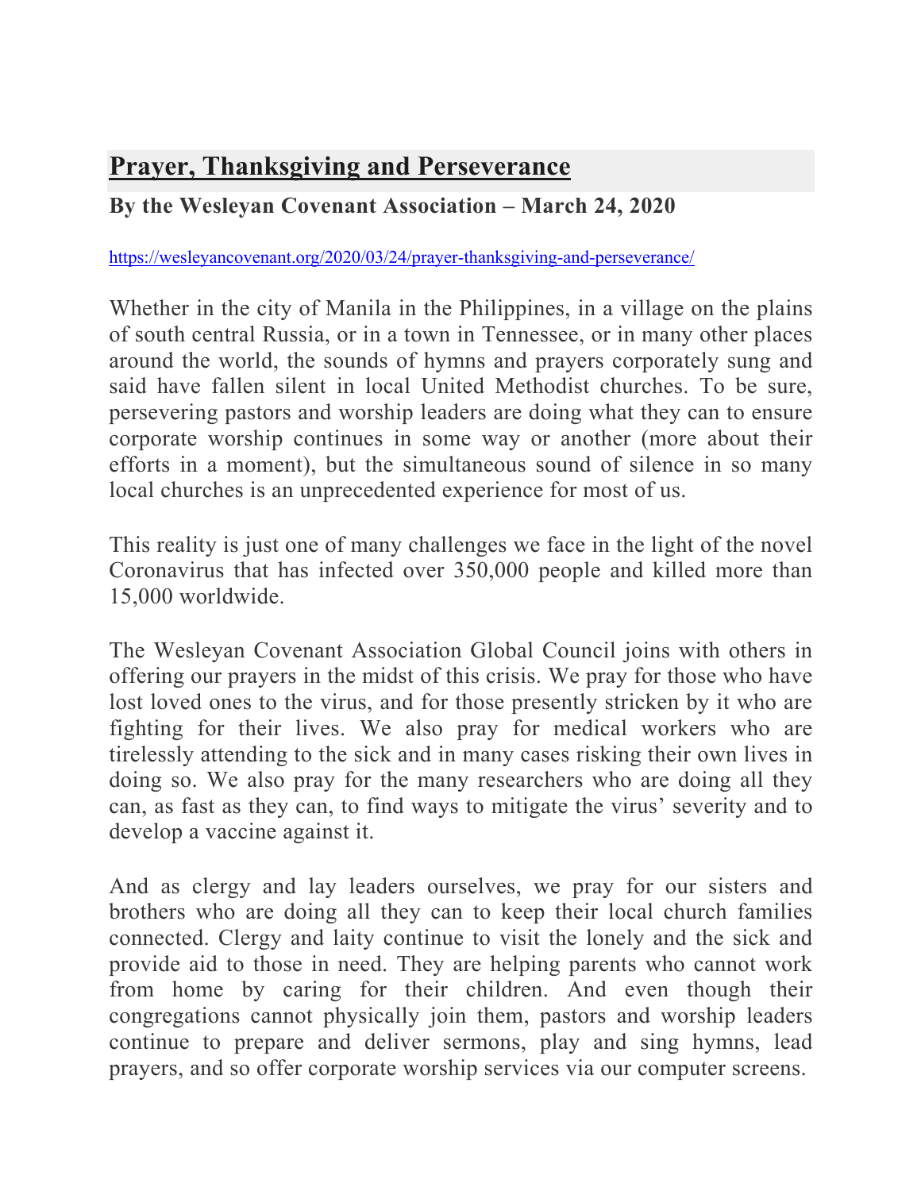# Prayer, Thanksgiving and Perseverance

**By the Wesleyan Covenant Association – March 24, 2020**

https://wesleyancovenant.org/2020/03/24/prayer-thanksgiving-and-perseverance/

Whether in the city of Manila in the Philippines, in a village on the plains of south central Russia, or in a town in Tennessee, or in many other places around the world, the sounds of hymns and prayers corporately sung and said have fallen silent in local United Methodist churches. To be sure, persevering pastors and worship leaders are doing what they can to ensure corporate worship continues in some way or another (more about their efforts in a moment), but the simultaneous sound of silence in so many local churches is an unprecedented experience for most of us.

This reality is just one of many challenges we face in the light of the novel Coronavirus that has infected over 350,000 people and killed more than 15,000 worldwide.

The Wesleyan Covenant Association Global Council joins with others in offering our prayers in the midst of this crisis. We pray for those who have lost loved ones to the virus, and for those presently stricken by it who are fighting for their lives. We also pray for medical workers who are tirelessly attending to the sick and in many cases risking their own lives in doing so. We also pray for the many researchers who are doing all they can, as fast as they can, to find ways to mitigate the virus' severity and to develop a vaccine against it.

And as clergy and lay leaders ourselves, we pray for our sisters and brothers who are doing all they can to keep their local church families connected. Clergy and laity continue to visit the lonely and the sick and provide aid to those in need. They are helping parents who cannot work from home by caring for their children. And even though their congregations cannot physically join them, pastors and worship leaders continue to prepare and deliver sermons, play and sing hymns, lead prayers, and so offer corporate worship services via our computer screens.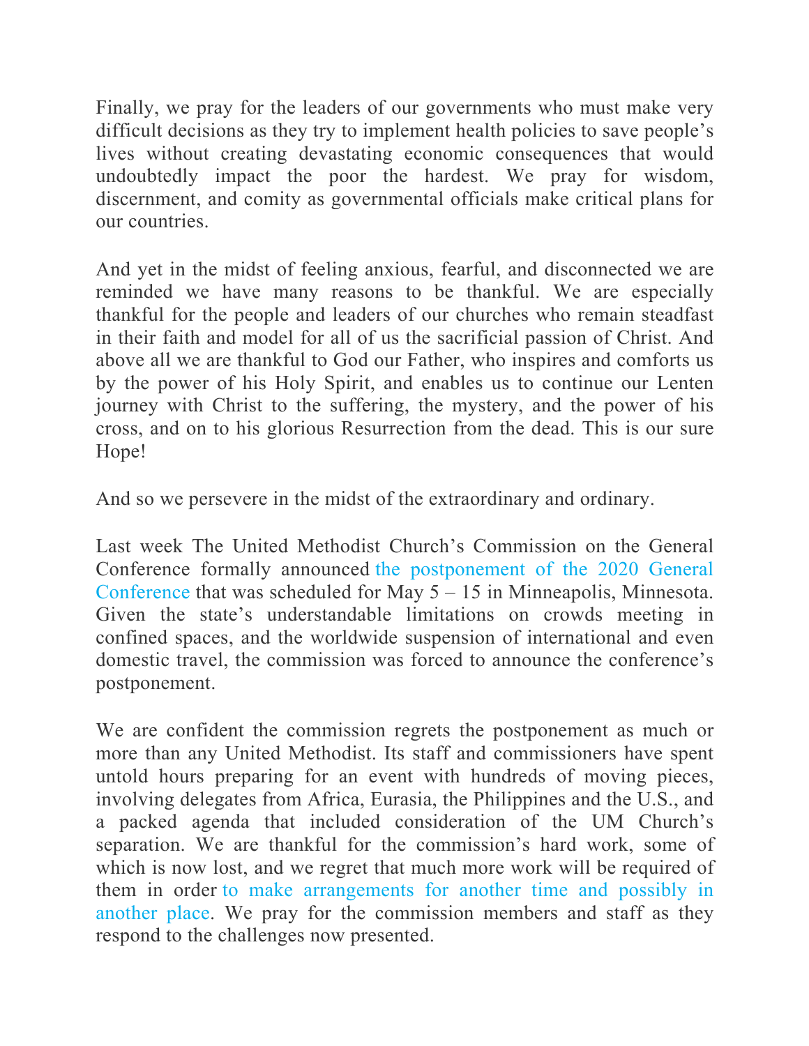Finally, we pray for the leaders of our governments who must make very difficult decisions as they try to implement health policies to save people's lives without creating devastating economic consequences that would undoubtedly impact the poor the hardest. We pray for wisdom, discernment, and comity as governmental officials make critical plans for our countries.

And yet in the midst of feeling anxious, fearful, and disconnected we are reminded we have many reasons to be thankful. We are especially thankful for the people and leaders of our churches who remain steadfast in their faith and model for all of us the sacrificial passion of Christ. And above all we are thankful to God our Father, who inspires and comforts us by the power of his Holy Spirit, and enables us to continue our Lenten journey with Christ to the suffering, the mystery, and the power of his cross, and on to his glorious Resurrection from the dead. This is our sure Hope!

And so we persevere in the midst of the extraordinary and ordinary.

Last week The United Methodist Church's Commission on the General Conference formally announced the postponement of the 2020 General Conference that was scheduled for May 5 – 15 in Minneapolis, Minnesota. Given the state's understandable limitations on crowds meeting in confined spaces, and the worldwide suspension of international and even domestic travel, the commission was forced to announce the conference's postponement.

We are confident the commission regrets the postponement as much or more than any United Methodist. Its staff and commissioners have spent untold hours preparing for an event with hundreds of moving pieces, involving delegates from Africa, Eurasia, the Philippines and the U.S., and a packed agenda that included consideration of the UM Church's separation. We are thankful for the commission's hard work, some of which is now lost, and we regret that much more work will be required of them in order to make arrangements for another time and possibly in another place. We pray for the commission members and staff as they respond to the challenges now presented.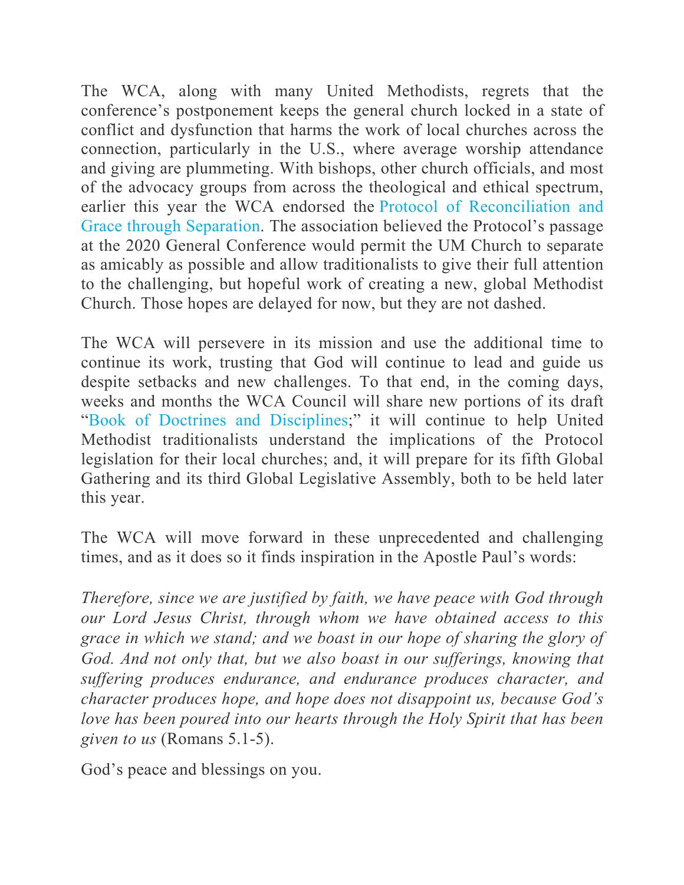The WCA, along with many United Methodists, regrets that the conference's postponement keeps the general church locked in a state of conflict and dysfunction that harms the work of local churches across the connection, particularly in the U.S., where average worship attendance and giving are plummeting. With bishops, other church officials, and most of the advocacy groups from across the theological and ethical spectrum, earlier this year the WCA endorsed the Protocol of Reconciliation and Grace through Separation. The association believed the Protocol's passage at the 2020 General Conference would permit the UM Church to separate as amicably as possible and allow traditionalists to give their full attention to the challenging, but hopeful work of creating a new, global Methodist Church. Those hopes are delayed for now, but they are not dashed.

The WCA will persevere in its mission and use the additional time to continue its work, trusting that God will continue to lead and guide us despite setbacks and new challenges. To that end, in the coming days, weeks and months the WCA Council will share new portions of its draft "Book of Doctrines and Disciplines;" it will continue to help United Methodist traditionalists understand the implications of the Protocol legislation for their local churches; and, it will prepare for its fifth Global Gathering and its third Global Legislative Assembly, both to be held later this year.

The WCA will move forward in these unprecedented and challenging times, and as it does so it finds inspiration in the Apostle Paul's words:

*Therefore, since we are justified by faith, we have peace with God through our Lord Jesus Christ, through whom we have obtained access to this grace in which we stand; and we boast in our hope of sharing the glory of God. And not only that, but we also boast in our sufferings, knowing that suffering produces endurance, and endurance produces character, and character produces hope, and hope does not disappoint us, because God's love has been poured into our hearts through the Holy Spirit that has been given to us* (Romans 5.1-5).

God's peace and blessings on you.